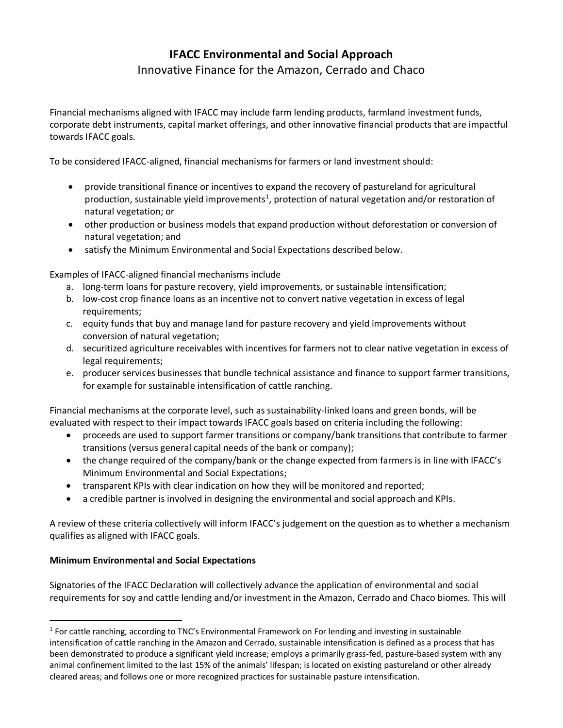# IFACC Environmental and Social Approach

Innovative Finance for the Amazon, Cerrado and Chaco

Financial mechanisms aligned with IFACC may include farm lending products, farmland investment funds, corporate debt instruments, capital market offerings, and other innovative financial products that are impactful towards IFACC goals.

To be considered IFACC-aligned, financial mechanisms for farmers or land investment should:

- provide transitional finance or incentives to expand the recovery of pastureland for agricultural production, sustainable yield improvements[1], protection of natural vegetation and/or restoration of natural vegetation; or
- other production or business models that expand production without deforestation or conversion of natural vegetation; and
- satisfy the Minimum Environmental and Social Expectations described below.

Examples of IFACC-aligned financial mechanisms include

a. long-term loans for pasture recovery, yield improvements, or sustainable intensification;
b. low-cost crop finance loans as an incentive not to convert native vegetation in excess of legal requirements;
c. equity funds that buy and manage land for pasture recovery and yield improvements without conversion of natural vegetation;
d. securitized agriculture receivables with incentives for farmers not to clear native vegetation in excess of legal requirements;
e. producer services businesses that bundle technical assistance and finance to support farmer transitions, for example for sustainable intensification of cattle ranching.

Financial mechanisms at the corporate level, such as sustainability-linked loans and green bonds, will be evaluated with respect to their impact towards IFACC goals based on criteria including the following:

- proceeds are used to support farmer transitions or company/bank transitions that contribute to farmer transitions (versus general capital needs of the bank or company);
- the change required of the company/bank or the change expected from farmers is in line with IFACC's Minimum Environmental and Social Expectations;
- transparent KPIs with clear indication on how they will be monitored and reported;
- a credible partner is involved in designing the environmental and social approach and KPIs.

A review of these criteria collectively will inform IFACC's judgement on the question as to whether a mechanism qualifies as aligned with IFACC goals.

**Minimum Environmental and Social Expectations**

Signatories of the IFACC Declaration will collectively advance the application of environmental and social requirements for soy and cattle lending and/or investment in the Amazon, Cerrado and Chaco biomes. This will

[1] For cattle ranching, according to TNC's Environmental Framework on For lending and investing in sustainable intensification of cattle ranching in the Amazon and Cerrado, sustainable intensification is defined as a process that has been demonstrated to produce a significant yield increase; employs a primarily grass-fed, pasture-based system with any animal confinement limited to the last 15% of the animals' lifespan; is located on existing pastureland or other already cleared areas; and follows one or more recognized practices for sustainable pasture intensification.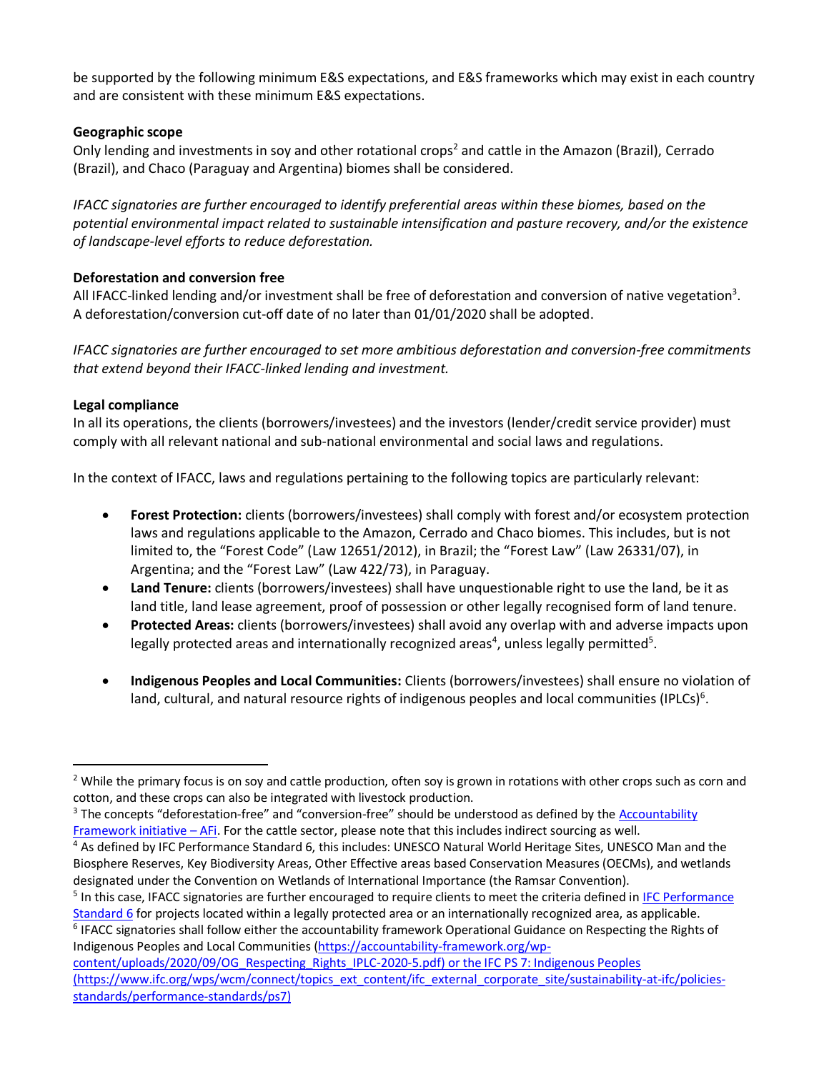be supported by the following minimum E&S expectations, and E&S frameworks which may exist in each country and are consistent with these minimum E&S expectations.

**Geographic scope**

Only lending and investments in soy and other rotational crops[2] and cattle in the Amazon (Brazil), Cerrado (Brazil), and Chaco (Paraguay and Argentina) biomes shall be considered.

*IFACC signatories are further encouraged to identify preferential areas within these biomes, based on the potential environmental impact related to sustainable intensification and pasture recovery, and/or the existence of landscape-level efforts to reduce deforestation.*

**Deforestation and conversion free**

All IFACC-linked lending and/or investment shall be free of deforestation and conversion of native vegetation[3]. A deforestation/conversion cut-off date of no later than 01/01/2020 shall be adopted.

*IFACC signatories are further encouraged to set more ambitious deforestation and conversion-free commitments that extend beyond their IFACC-linked lending and investment.*

**Legal compliance**

In all its operations, the clients (borrowers/investees) and the investors (lender/credit service provider) must comply with all relevant national and sub-national environmental and social laws and regulations.

In the context of IFACC, laws and regulations pertaining to the following topics are particularly relevant:

- **Forest Protection:** clients (borrowers/investees) shall comply with forest and/or ecosystem protection laws and regulations applicable to the Amazon, Cerrado and Chaco biomes. This includes, but is not limited to, the "Forest Code" (Law 12651/2012), in Brazil; the "Forest Law" (Law 26331/07), in Argentina; and the "Forest Law" (Law 422/73), in Paraguay.
- **Land Tenure:** clients (borrowers/investees) shall have unquestionable right to use the land, be it as land title, land lease agreement, proof of possession or other legally recognised form of land tenure.
- **Protected Areas:** clients (borrowers/investees) shall avoid any overlap with and adverse impacts upon legally protected areas and internationally recognized areas[4], unless legally permitted[5].
- **Indigenous Peoples and Local Communities:** Clients (borrowers/investees) shall ensure no violation of land, cultural, and natural resource rights of indigenous peoples and local communities (IPLCs)[6].

---

[2] While the primary focus is on soy and cattle production, often soy is grown in rotations with other crops such as corn and cotton, and these crops can also be integrated with livestock production.

[3] The concepts "deforestation-free" and "conversion-free" should be understood as defined by the Accountability Framework initiative – AFi. For the cattle sector, please note that this includes indirect sourcing as well.

[4] As defined by IFC Performance Standard 6, this includes: UNESCO Natural World Heritage Sites, UNESCO Man and the Biosphere Reserves, Key Biodiversity Areas, Other Effective areas based Conservation Measures (OECMs), and wetlands designated under the Convention on Wetlands of International Importance (the Ramsar Convention).

[5] In this case, IFACC signatories are further encouraged to require clients to meet the criteria defined in IFC Performance Standard 6 for projects located within a legally protected area or an internationally recognized area, as applicable.

[6] IFACC signatories shall follow either the accountability framework Operational Guidance on Respecting the Rights of Indigenous Peoples and Local Communities (https://accountability-framework.org/wp-content/uploads/2020/09/OG_Respecting_Rights_IPLC-2020-5.pdf) or the IFC PS 7: Indigenous Peoples (https://www.ifc.org/wps/wcm/connect/topics_ext_content/ifc_external_corporate_site/sustainability-at-ifc/policies-standards/performance-standards/ps7)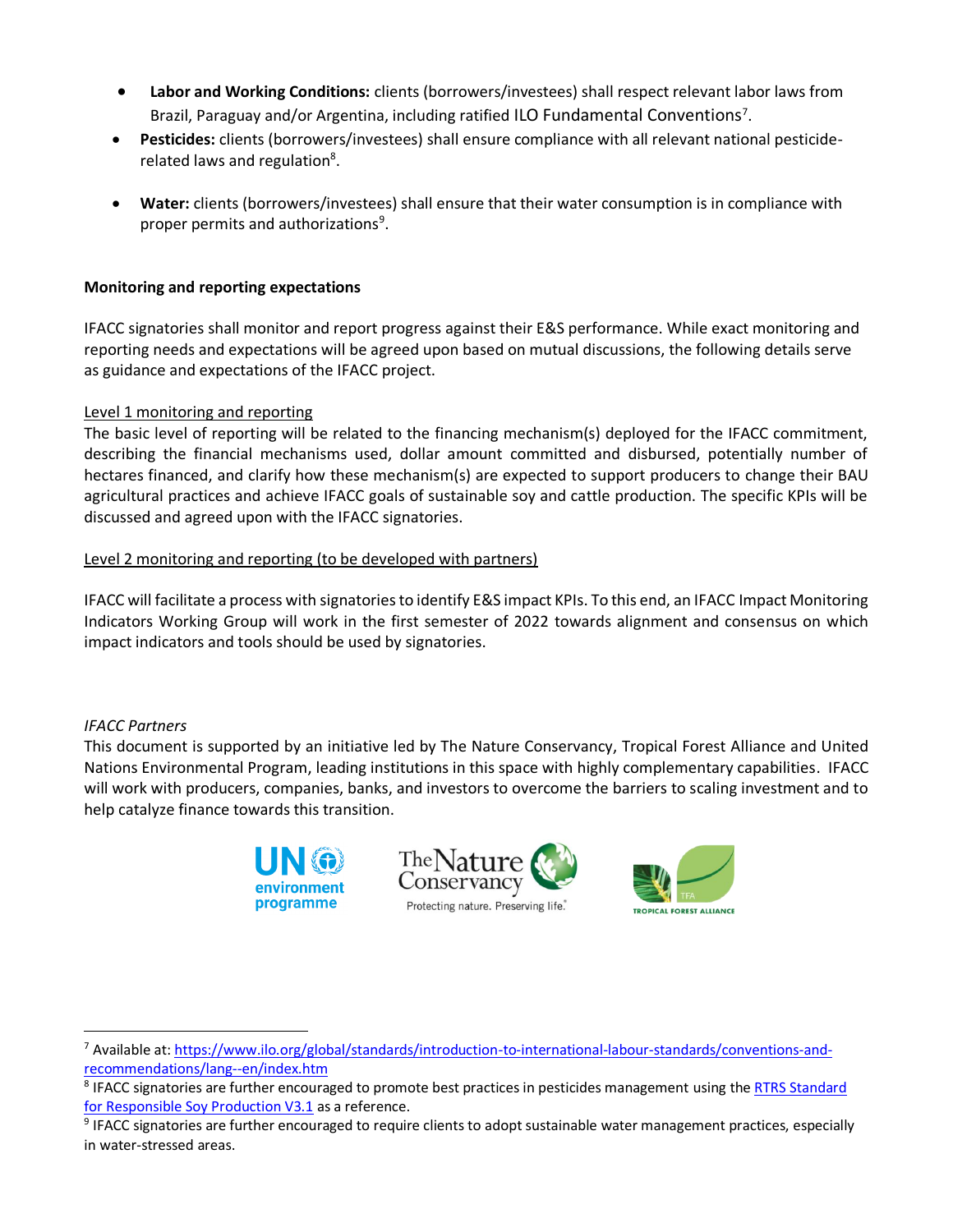- **Labor and Working Conditions:** clients (borrowers/investees) shall respect relevant labor laws from Brazil, Paraguay and/or Argentina, including ratified ILO Fundamental Conventions[7].
- **Pesticides:** clients (borrowers/investees) shall ensure compliance with all relevant national pesticide-related laws and regulation[8].
- **Water:** clients (borrowers/investees) shall ensure that their water consumption is in compliance with proper permits and authorizations[9].

**Monitoring and reporting expectations**

IFACC signatories shall monitor and report progress against their E&S performance. While exact monitoring and reporting needs and expectations will be agreed upon based on mutual discussions, the following details serve as guidance and expectations of the IFACC project.

Level 1 monitoring and reporting

The basic level of reporting will be related to the financing mechanism(s) deployed for the IFACC commitment, describing the financial mechanisms used, dollar amount committed and disbursed, potentially number of hectares financed, and clarify how these mechanism(s) are expected to support producers to change their BAU agricultural practices and achieve IFACC goals of sustainable soy and cattle production. The specific KPIs will be discussed and agreed upon with the IFACC signatories.

Level 2 monitoring and reporting (to be developed with partners)

IFACC will facilitate a process with signatories to identify E&S impact KPIs. To this end, an IFACC Impact Monitoring Indicators Working Group will work in the first semester of 2022 towards alignment and consensus on which impact indicators and tools should be used by signatories.

*IFACC Partners*

This document is supported by an initiative led by The Nature Conservancy, Tropical Forest Alliance and United Nations Environmental Program, leading institutions in this space with highly complementary capabilities. IFACC will work with producers, companies, banks, and investors to overcome the barriers to scaling investment and to help catalyze finance towards this transition.

UN environment programme

The Nature Conservancy — Protecting nature. Preserving life.

TFA — TROPICAL FOREST ALLIANCE

---

[7] Available at: https://www.ilo.org/global/standards/introduction-to-international-labour-standards/conventions-and-recommendations/lang--en/index.htm

[8] IFACC signatories are further encouraged to promote best practices in pesticides management using the RTRS Standard for Responsible Soy Production V3.1 as a reference.

[9] IFACC signatories are further encouraged to require clients to adopt sustainable water management practices, especially in water-stressed areas.